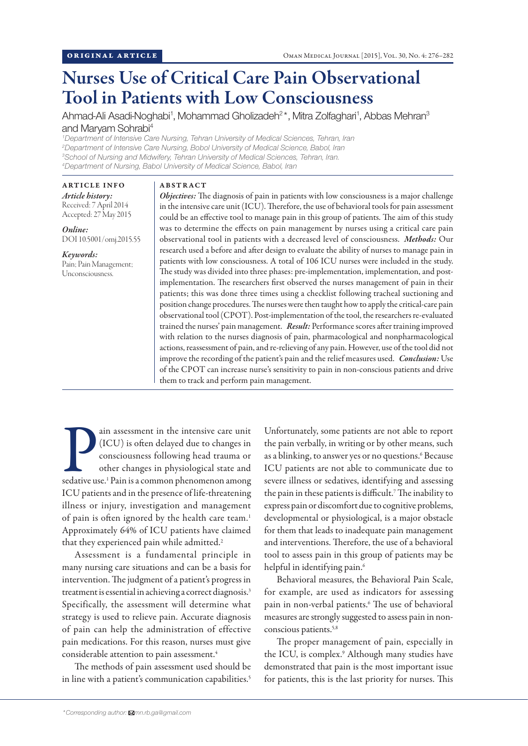ORIGINAL ARTICLE

# Nurses Use of Critical Care Pain Observational Tool in Patients with Low Consciousness

Ahmad-Ali Asadi-Noghabi[1], Mohammad Gholizadeh[2]*, Mitra Zolfaghari[1], Abbas Mehran[3] and Maryam Sohrabi[4]

[1]Department of Intensive Care Nursing, Tehran University of Medical Sciences, Tehran, Iran
[2]Department of Intensive Care Nursing, Bobol University of Medical Science, Babol, Iran
[3]School of Nursing and Midwifery, Tehran University of Medical Sciences, Tehran, Iran.
[4]Department of Nursing, Babol University of Medical Science, Babol, Iran

## ARTICLE INFO

*Article history:*
Received: 7 April 2014
Accepted: 27 May 2015

*Online:*
DOI 10.5001/omj.2015.55

*Keywords:*
Pain; Pain Management; Unconsciousness.

## ABSTRACT

***Objectives:*** The diagnosis of pain in patients with low consciousness is a major challenge in the intensive care unit (ICU). Therefore, the use of behavioral tools for pain assessment could be an effective tool to manage pain in this group of patients. The aim of this study was to determine the effects on pain management by nurses using a critical care pain observational tool in patients with a decreased level of consciousness. ***Methods:*** Our research used a before and after design to evaluate the ability of nurses to manage pain in patients with low consciousness. A total of 106 ICU nurses were included in the study. The study was divided into three phases: pre-implementation, implementation, and post-implementation. The researchers first observed the nurses management of pain in their patients; this was done three times using a checklist following tracheal suctioning and position change procedures. The nurses were then taught how to apply the critical-care pain observational tool (CPOT). Post-implementation of the tool, the researchers re-evaluated trained the nurses' pain management. ***Result:*** Performance scores after training improved with relation to the nurses diagnosis of pain, pharmacological and nonpharmacological actions, reassessment of pain, and re-relieving of any pain. However, use of the tool did not improve the recording of the patient's pain and the relief measures used. ***Conclusion:*** Use of the CPOT can increase nurse's sensitivity to pain in non-conscious patients and drive them to track and perform pain management.

Pain assessment in the intensive care unit (ICU) is often delayed due to changes in consciousness following head trauma or other changes in physiological state and sedative use.[1] Pain is a common phenomenon among ICU patients and in the presence of life-threatening illness or injury, investigation and management of pain is often ignored by the health care team.[1] Approximately 64% of ICU patients have claimed that they experienced pain while admitted.[2]

Assessment is a fundamental principle in many nursing care situations and can be a basis for intervention. The judgment of a patient's progress in treatment is essential in achieving a correct diagnosis.[3] Specifically, the assessment will determine what strategy is used to relieve pain. Accurate diagnosis of pain can help the administration of effective pain medications. For this reason, nurses must give considerable attention to pain assessment.[4]

The methods of pain assessment used should be in line with a patient's communication capabilities.[5] Unfortunately, some patients are not able to report the pain verbally, in writing or by other means, such as a blinking, to answer yes or no questions.[6] Because ICU patients are not able to communicate due to severe illness or sedatives, identifying and assessing the pain in these patients is difficult.[7] The inability to express pain or discomfort due to cognitive problems, developmental or physiological, is a major obstacle for them that leads to inadequate pain management and interventions. Therefore, the use of a behavioral tool to assess pain in this group of patients may be helpful in identifying pain.[6]

Behavioral measures, the Behavioral Pain Scale, for example, are used as indicators for assessing pain in non-verbal patients.[6] The use of behavioral measures are strongly suggested to assess pain in non-conscious patients.[5,8]

The proper management of pain, especially in the ICU, is complex.[9] Although many studies have demonstrated that pain is the most important issue for patients, this is the last priority for nurses. This

*Corresponding author: mn.rb.ga@gmail.com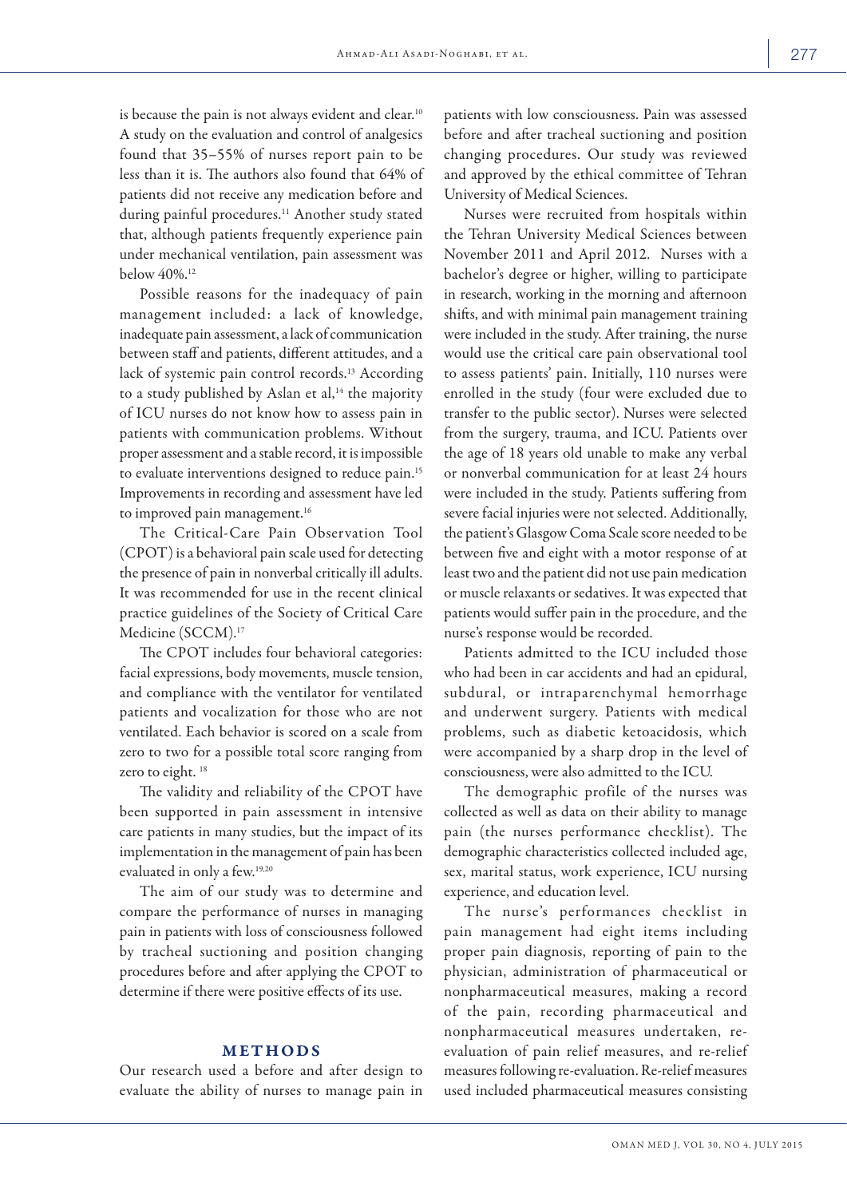is because the pain is not always evident and clear.[10] A study on the evaluation and control of analgesics found that 35–55% of nurses report pain to be less than it is. The authors also found that 64% of patients did not receive any medication before and during painful procedures.[11] Another study stated that, although patients frequently experience pain under mechanical ventilation, pain assessment was below 40%.[12]

Possible reasons for the inadequacy of pain management included: a lack of knowledge, inadequate pain assessment, a lack of communication between staff and patients, different attitudes, and a lack of systemic pain control records.[13] According to a study published by Aslan et al,[14] the majority of ICU nurses do not know how to assess pain in patients with communication problems. Without proper assessment and a stable record, it is impossible to evaluate interventions designed to reduce pain.[15] Improvements in recording and assessment have led to improved pain management.[16]

The Critical-Care Pain Observation Tool (CPOT) is a behavioral pain scale used for detecting the presence of pain in nonverbal critically ill adults. It was recommended for use in the recent clinical practice guidelines of the Society of Critical Care Medicine (SCCM).[17]

The CPOT includes four behavioral categories: facial expressions, body movements, muscle tension, and compliance with the ventilator for ventilated patients and vocalization for those who are not ventilated. Each behavior is scored on a scale from zero to two for a possible total score ranging from zero to eight. [18]

The validity and reliability of the CPOT have been supported in pain assessment in intensive care patients in many studies, but the impact of its implementation in the management of pain has been evaluated in only a few.[19,20]

The aim of our study was to determine and compare the performance of nurses in managing pain in patients with loss of consciousness followed by tracheal suctioning and position changing procedures before and after applying the CPOT to determine if there were positive effects of its use.

## METHODS

Our research used a before and after design to evaluate the ability of nurses to manage pain in patients with low consciousness. Pain was assessed before and after tracheal suctioning and position changing procedures. Our study was reviewed and approved by the ethical committee of Tehran University of Medical Sciences.

Nurses were recruited from hospitals within the Tehran University Medical Sciences between November 2011 and April 2012. Nurses with a bachelor's degree or higher, willing to participate in research, working in the morning and afternoon shifts, and with minimal pain management training were included in the study. After training, the nurse would use the critical care pain observational tool to assess patients' pain. Initially, 110 nurses were enrolled in the study (four were excluded due to transfer to the public sector). Nurses were selected from the surgery, trauma, and ICU. Patients over the age of 18 years old unable to make any verbal or nonverbal communication for at least 24 hours were included in the study. Patients suffering from severe facial injuries were not selected. Additionally, the patient's Glasgow Coma Scale score needed to be between five and eight with a motor response of at least two and the patient did not use pain medication or muscle relaxants or sedatives. It was expected that patients would suffer pain in the procedure, and the nurse's response would be recorded.

Patients admitted to the ICU included those who had been in car accidents and had an epidural, subdural, or intraparenchymal hemorrhage and underwent surgery. Patients with medical problems, such as diabetic ketoacidosis, which were accompanied by a sharp drop in the level of consciousness, were also admitted to the ICU.

The demographic profile of the nurses was collected as well as data on their ability to manage pain (the nurses performance checklist). The demographic characteristics collected included age, sex, marital status, work experience, ICU nursing experience, and education level.

The nurse's performances checklist in pain management had eight items including proper pain diagnosis, reporting of pain to the physician, administration of pharmaceutical or nonpharmaceutical measures, making a record of the pain, recording pharmaceutical and nonpharmaceutical measures undertaken, re-evaluation of pain relief measures, and re-relief measures following re-evaluation. Re-relief measures used included pharmaceutical measures consisting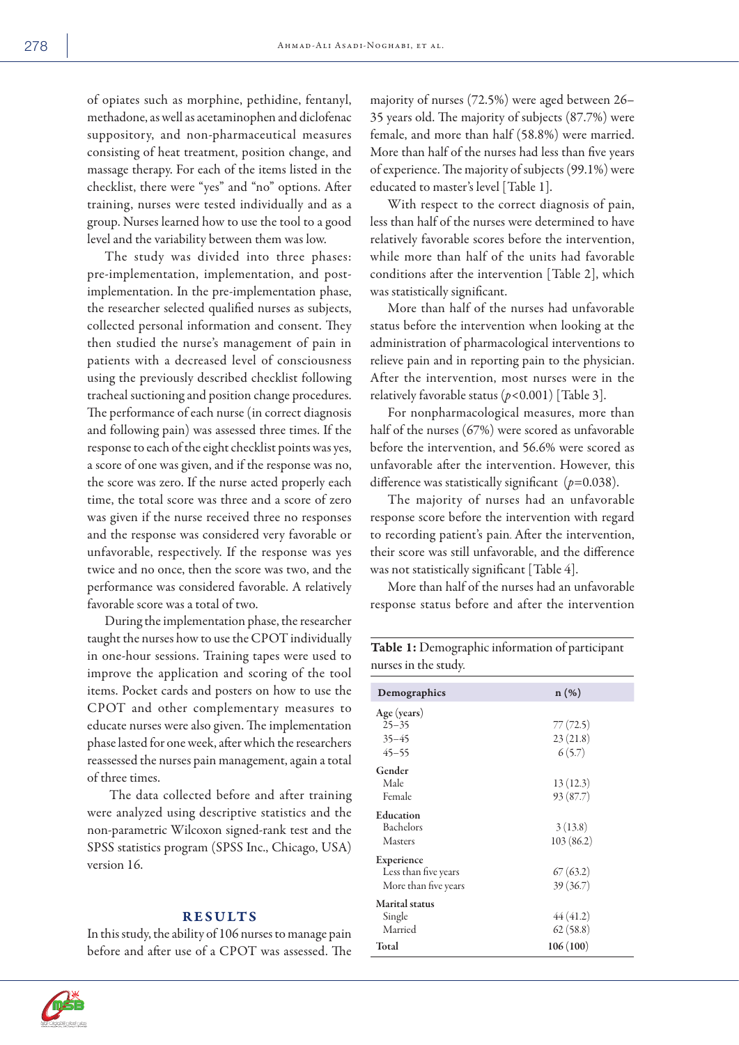of opiates such as morphine, pethidine, fentanyl, methadone, as well as acetaminophen and diclofenac suppository, and non-pharmaceutical measures consisting of heat treatment, position change, and massage therapy. For each of the items listed in the checklist, there were "yes" and "no" options. After training, nurses were tested individually and as a group. Nurses learned how to use the tool to a good level and the variability between them was low.

The study was divided into three phases: pre-implementation, implementation, and post-implementation. In the pre-implementation phase, the researcher selected qualified nurses as subjects, collected personal information and consent. They then studied the nurse's management of pain in patients with a decreased level of consciousness using the previously described checklist following tracheal suctioning and position change procedures. The performance of each nurse (in correct diagnosis and following pain) was assessed three times. If the response to each of the eight checklist points was yes, a score of one was given, and if the response was no, the score was zero. If the nurse acted properly each time, the total score was three and a score of zero was given if the nurse received three no responses and the response was considered very favorable or unfavorable, respectively. If the response was yes twice and no once, then the score was two, and the performance was considered favorable. A relatively favorable score was a total of two.

During the implementation phase, the researcher taught the nurses how to use the CPOT individually in one-hour sessions. Training tapes were used to improve the application and scoring of the tool items. Pocket cards and posters on how to use the CPOT and other complementary measures to educate nurses were also given. The implementation phase lasted for one week, after which the researchers reassessed the nurses pain management, again a total of three times.

The data collected before and after training were analyzed using descriptive statistics and the non-parametric Wilcoxon signed-rank test and the SPSS statistics program (SPSS Inc., Chicago, USA) version 16.

## RESULTS

In this study, the ability of 106 nurses to manage pain before and after use of a CPOT was assessed. The majority of nurses (72.5%) were aged between 26–35 years old. The majority of subjects (87.7%) were female, and more than half (58.8%) were married. More than half of the nurses had less than five years of experience. The majority of subjects (99.1%) were educated to master's level [Table 1].

With respect to the correct diagnosis of pain, less than half of the nurses were determined to have relatively favorable scores before the intervention, while more than half of the units had favorable conditions after the intervention [Table 2], which was statistically significant.

More than half of the nurses had unfavorable status before the intervention when looking at the administration of pharmacological interventions to relieve pain and in reporting pain to the physician. After the intervention, most nurses were in the relatively favorable status ($p<0.001$) [Table 3].

For nonpharmacological measures, more than half of the nurses (67%) were scored as unfavorable before the intervention, and 56.6% were scored as unfavorable after the intervention. However, this difference was statistically significant ($p=0.038$).

The majority of nurses had an unfavorable response score before the intervention with regard to recording patient's pain. After the intervention, their score was still unfavorable, and the difference was not statistically significant [Table 4].

More than half of the nurses had an unfavorable response status before and after the intervention

**Table 1:** Demographic information of participant nurses in the study.

| Demographics | n (%) |
|---|---|
| **Age (years)** | |
| 25–35 | 77 (72.5) |
| 35–45 | 23 (21.8) |
| 45–55 | 6 (5.7) |
| **Gender** | |
| Male | 13 (12.3) |
| Female | 93 (87.7) |
| **Education** | |
| Bachelors | 3 (13.8) |
| Masters | 103 (86.2) |
| **Experience** | |
| Less than five years | 67 (63.2) |
| More than five years | 39 (36.7) |
| **Marital status** | |
| Single | 44 (41.2) |
| Married | 62 (58.8) |
| **Total** | **106 (100)** |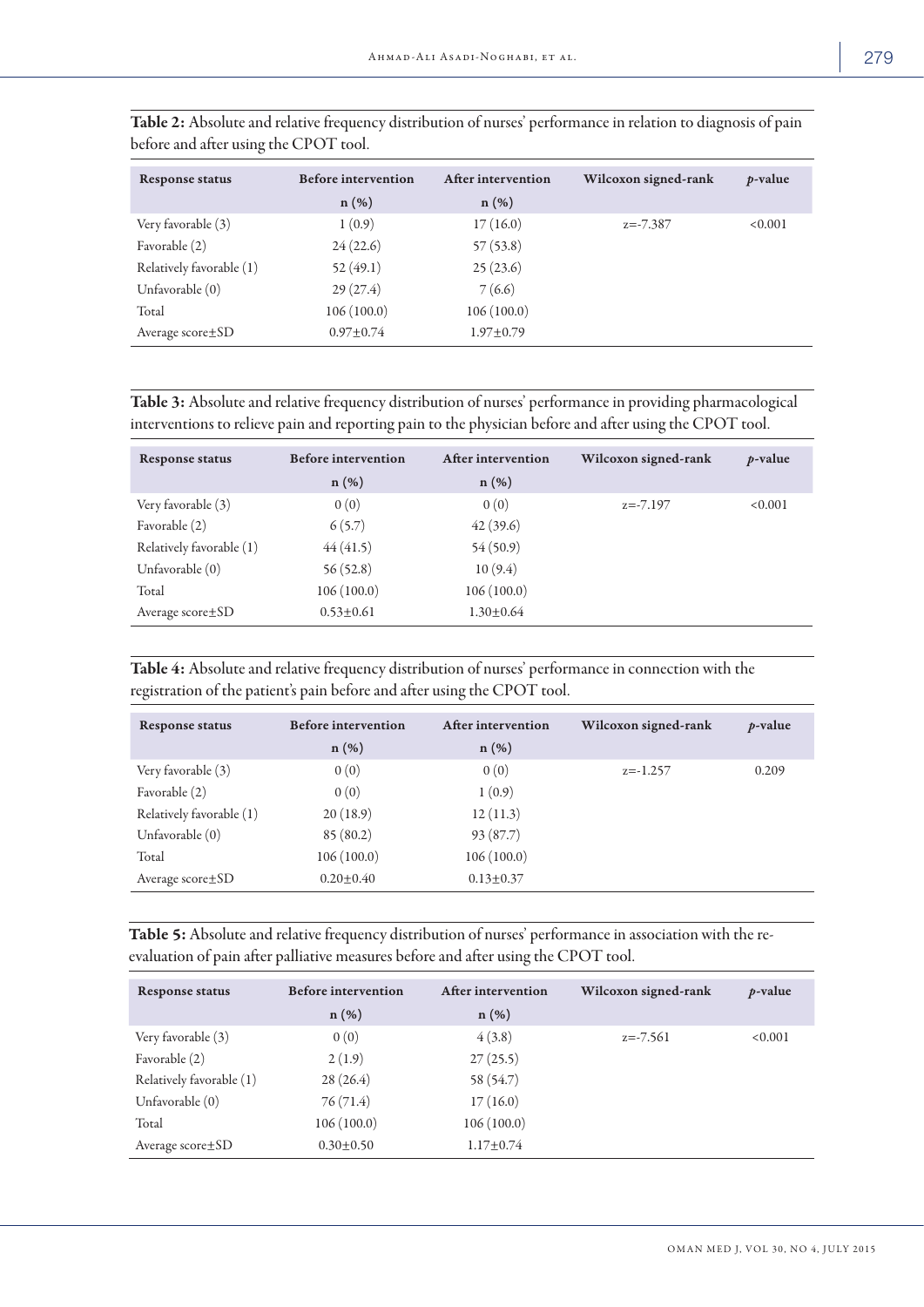**Table 2:** Absolute and relative frequency distribution of nurses' performance in relation to diagnosis of pain before and after using the CPOT tool.

| Response status | Before intervention n (%) | After intervention n (%) | Wilcoxon signed-rank | *p*-value |
|---|---|---|---|---|
| Very favorable (3) | 1 (0.9) | 17 (16.0) | z=-7.387 | <0.001 |
| Favorable (2) | 24 (22.6) | 57 (53.8) | | |
| Relatively favorable (1) | 52 (49.1) | 25 (23.6) | | |
| Unfavorable (0) | 29 (27.4) | 7 (6.6) | | |
| Total | 106 (100.0) | 106 (100.0) | | |
| Average score±SD | 0.97±0.74 | 1.97±0.79 | | |

**Table 3:** Absolute and relative frequency distribution of nurses' performance in providing pharmacological interventions to relieve pain and reporting pain to the physician before and after using the CPOT tool.

| Response status | Before intervention n (%) | After intervention n (%) | Wilcoxon signed-rank | *p*-value |
|---|---|---|---|---|
| Very favorable (3) | 0 (0) | 0 (0) | z=-7.197 | <0.001 |
| Favorable (2) | 6 (5.7) | 42 (39.6) | | |
| Relatively favorable (1) | 44 (41.5) | 54 (50.9) | | |
| Unfavorable (0) | 56 (52.8) | 10 (9.4) | | |
| Total | 106 (100.0) | 106 (100.0) | | |
| Average score±SD | 0.53±0.61 | 1.30±0.64 | | |

**Table 4:** Absolute and relative frequency distribution of nurses' performance in connection with the registration of the patient's pain before and after using the CPOT tool.

| Response status | Before intervention n (%) | After intervention n (%) | Wilcoxon signed-rank | *p*-value |
|---|---|---|---|---|
| Very favorable (3) | 0 (0) | 0 (0) | z=-1.257 | 0.209 |
| Favorable (2) | 0 (0) | 1 (0.9) | | |
| Relatively favorable (1) | 20 (18.9) | 12 (11.3) | | |
| Unfavorable (0) | 85 (80.2) | 93 (87.7) | | |
| Total | 106 (100.0) | 106 (100.0) | | |
| Average score±SD | 0.20±0.40 | 0.13±0.37 | | |

**Table 5:** Absolute and relative frequency distribution of nurses' performance in association with the re-evaluation of pain after palliative measures before and after using the CPOT tool.

| Response status | Before intervention n (%) | After intervention n (%) | Wilcoxon signed-rank | *p*-value |
|---|---|---|---|---|
| Very favorable (3) | 0 (0) | 4 (3.8) | z=-7.561 | <0.001 |
| Favorable (2) | 2 (1.9) | 27 (25.5) | | |
| Relatively favorable (1) | 28 (26.4) | 58 (54.7) | | |
| Unfavorable (0) | 76 (71.4) | 17 (16.0) | | |
| Total | 106 (100.0) | 106 (100.0) | | |
| Average score±SD | 0.30±0.50 | 1.17±0.74 | | |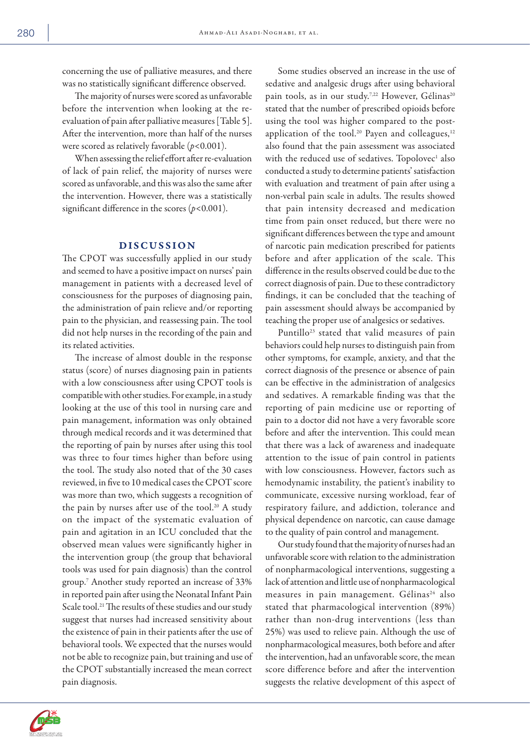concerning the use of palliative measures, and there was no statistically significant difference observed.

The majority of nurses were scored as unfavorable before the intervention when looking at the re-evaluation of pain after palliative measures [Table 5]. After the intervention, more than half of the nurses were scored as relatively favorable ($p<0.001$).

When assessing the relief effort after re-evaluation of lack of pain relief, the majority of nurses were scored as unfavorable, and this was also the same after the intervention. However, there was a statistically significant difference in the scores ($p<0.001$).

## DISCUSSION

The CPOT was successfully applied in our study and seemed to have a positive impact on nurses' pain management in patients with a decreased level of consciousness for the purposes of diagnosing pain, the administration of pain relieve and/or reporting pain to the physician, and reassessing pain. The tool did not help nurses in the recording of the pain and its related activities.

The increase of almost double in the response status (score) of nurses diagnosing pain in patients with a low consciousness after using CPOT tools is compatible with other studies. For example, in a study looking at the use of this tool in nursing care and pain management, information was only obtained through medical records and it was determined that the reporting of pain by nurses after using this tool was three to four times higher than before using the tool. The study also noted that of the 30 cases reviewed, in five to 10 medical cases the CPOT score was more than two, which suggests a recognition of the pain by nurses after use of the tool.[20] A study on the impact of the systematic evaluation of pain and agitation in an ICU concluded that the observed mean values were significantly higher in the intervention group (the group that behavioral tools was used for pain diagnosis) than the control group.[7] Another study reported an increase of 33% in reported pain after using the Neonatal Infant Pain Scale tool.[21] The results of these studies and our study suggest that nurses had increased sensitivity about the existence of pain in their patients after the use of behavioral tools. We expected that the nurses would not be able to recognize pain, but training and use of the CPOT substantially increased the mean correct pain diagnosis.

Some studies observed an increase in the use of sedative and analgesic drugs after using behavioral pain tools, as in our study.[7,22] However, Gélinas[20] stated that the number of prescribed opioids before using the tool was higher compared to the post-application of the tool.[20] Payen and colleagues,[12] also found that the pain assessment was associated with the reduced use of sedatives. Topolovec[1] also conducted a study to determine patients' satisfaction with evaluation and treatment of pain after using a non-verbal pain scale in adults. The results showed that pain intensity decreased and medication time from pain onset reduced, but there were no significant differences between the type and amount of narcotic pain medication prescribed for patients before and after application of the scale. This difference in the results observed could be due to the correct diagnosis of pain. Due to these contradictory findings, it can be concluded that the teaching of pain assessment should always be accompanied by teaching the proper use of analgesics or sedatives.

Puntillo[23] stated that valid measures of pain behaviors could help nurses to distinguish pain from other symptoms, for example, anxiety, and that the correct diagnosis of the presence or absence of pain can be effective in the administration of analgesics and sedatives. A remarkable finding was that the reporting of pain medicine use or reporting of pain to a doctor did not have a very favorable score before and after the intervention. This could mean that there was a lack of awareness and inadequate attention to the issue of pain control in patients with low consciousness. However, factors such as hemodynamic instability, the patient's inability to communicate, excessive nursing workload, fear of respiratory failure, and addiction, tolerance and physical dependence on narcotic, can cause damage to the quality of pain control and management.

Our study found that the majority of nurses had an unfavorable score with relation to the administration of nonpharmacological interventions, suggesting a lack of attention and little use of nonpharmacological measures in pain management. Gélinas[24] also stated that pharmacological intervention (89%) rather than non-drug interventions (less than 25%) was used to relieve pain. Although the use of nonpharmacological measures, both before and after the intervention, had an unfavorable score, the mean score difference before and after the intervention suggests the relative development of this aspect of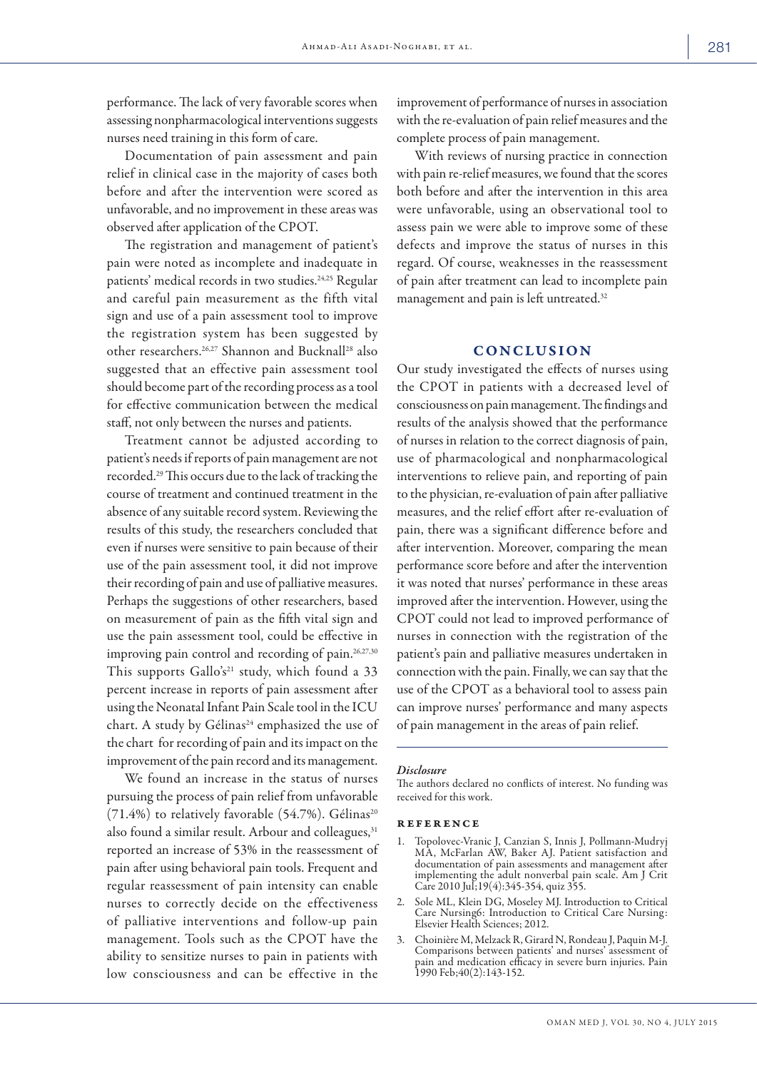performance. The lack of very favorable scores when assessing nonpharmacological interventions suggests nurses need training in this form of care.

Documentation of pain assessment and pain relief in clinical case in the majority of cases both before and after the intervention were scored as unfavorable, and no improvement in these areas was observed after application of the CPOT.

The registration and management of patient's pain were noted as incomplete and inadequate in patients' medical records in two studies.[24,25] Regular and careful pain measurement as the fifth vital sign and use of a pain assessment tool to improve the registration system has been suggested by other researchers.[26,27] Shannon and Bucknall[28] also suggested that an effective pain assessment tool should become part of the recording process as a tool for effective communication between the medical staff, not only between the nurses and patients.

Treatment cannot be adjusted according to patient's needs if reports of pain management are not recorded.[29] This occurs due to the lack of tracking the course of treatment and continued treatment in the absence of any suitable record system. Reviewing the results of this study, the researchers concluded that even if nurses were sensitive to pain because of their use of the pain assessment tool, it did not improve their recording of pain and use of palliative measures. Perhaps the suggestions of other researchers, based on measurement of pain as the fifth vital sign and use the pain assessment tool, could be effective in improving pain control and recording of pain.[26,27,30] This supports Gallo's[21] study, which found a 33 percent increase in reports of pain assessment after using the Neonatal Infant Pain Scale tool in the ICU chart. A study by Gélinas[24] emphasized the use of the chart for recording of pain and its impact on the improvement of the pain record and its management.

We found an increase in the status of nurses pursuing the process of pain relief from unfavorable (71.4%) to relatively favorable (54.7%). Gélinas[20] also found a similar result. Arbour and colleagues,[31] reported an increase of 53% in the reassessment of pain after using behavioral pain tools. Frequent and regular reassessment of pain intensity can enable nurses to correctly decide on the effectiveness of palliative interventions and follow-up pain management. Tools such as the CPOT have the ability to sensitize nurses to pain in patients with low consciousness and can be effective in the improvement of performance of nurses in association with the re-evaluation of pain relief measures and the complete process of pain management.

With reviews of nursing practice in connection with pain re-relief measures, we found that the scores both before and after the intervention in this area were unfavorable, using an observational tool to assess pain we were able to improve some of these defects and improve the status of nurses in this regard. Of course, weaknesses in the reassessment of pain after treatment can lead to incomplete pain management and pain is left untreated.[32]

## CONCLUSION

Our study investigated the effects of nurses using the CPOT in patients with a decreased level of consciousness on pain management. The findings and results of the analysis showed that the performance of nurses in relation to the correct diagnosis of pain, use of pharmacological and nonpharmacological interventions to relieve pain, and reporting of pain to the physician, re-evaluation of pain after palliative measures, and the relief effort after re-evaluation of pain, there was a significant difference before and after intervention. Moreover, comparing the mean performance score before and after the intervention it was noted that nurses' performance in these areas improved after the intervention. However, using the CPOT could not lead to improved performance of nurses in connection with the registration of the patient's pain and palliative measures undertaken in connection with the pain. Finally, we can say that the use of the CPOT as a behavioral tool to assess pain can improve nurses' performance and many aspects of pain management in the areas of pain relief.

### *Disclosure*

The authors declared no conflicts of interest. No funding was received for this work.

## REFERENCE

1. Topolovec-Vranic J, Canzian S, Innis J, Pollmann-Mudryj MA, McFarlan AW, Baker AJ. Patient satisfaction and documentation of pain assessments and management after implementing the adult nonverbal pain scale. Am J Crit Care 2010 Jul;19(4):345-354, quiz 355.
2. Sole ML, Klein DG, Moseley MJ. Introduction to Critical Care Nursing6: Introduction to Critical Care Nursing: Elsevier Health Sciences; 2012.
3. Choinière M, Melzack R, Girard N, Rondeau J, Paquin M-J. Comparisons between patients' and nurses' assessment of pain and medication efficacy in severe burn injuries. Pain 1990 Feb;40(2):143-152.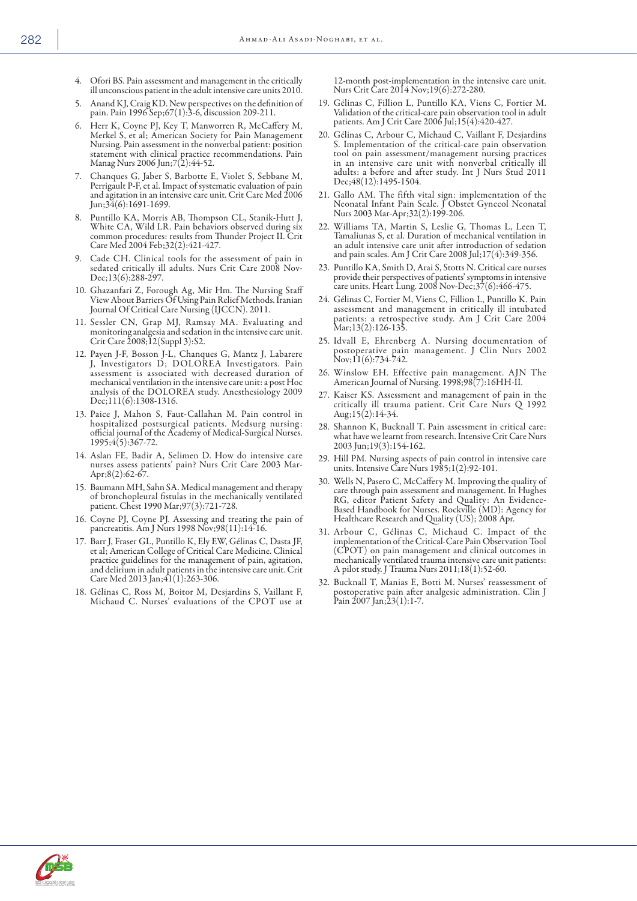4. Ofori BS. Pain assessment and management in the critically ill unconscious patient in the adult intensive care units 2010.
5. Anand KJ, Craig KD. New perspectives on the definition of pain. Pain 1996 Sep;67(1):3-6, discussion 209-211.
6. Herr K, Coyne PJ, Key T, Manworren R, McCaffery M, Merkel S, et al; American Society for Pain Management Nursing. Pain assessment in the nonverbal patient: position statement with clinical practice recommendations. Pain Manag Nurs 2006 Jun;7(2):44-52.
7. Chanques G, Jaber S, Barbotte E, Violet S, Sebbane M, Perrigault P-F, et al. Impact of systematic evaluation of pain and agitation in an intensive care unit. Crit Care Med 2006 Jun;34(6):1691-1699.
8. Puntillo KA, Morris AB, Thompson CL, Stanik-Hutt J, White CA, Wild LR. Pain behaviors observed during six common procedures: results from Thunder Project II. Crit Care Med 2004 Feb;32(2):421-427.
9. Cade CH. Clinical tools for the assessment of pain in sedated critically ill adults. Nurs Crit Care 2008 Nov-Dec;13(6):288-297.
10. Ghazanfari Z, Forough Ag, Mir Hm. The Nursing Staff View About Barriers Of Using Pain Relief Methods. Iranian Journal Of Critical Care Nursing (IJCCN). 2011.
11. Sessler CN, Grap MJ, Ramsay MA. Evaluating and monitoring analgesia and sedation in the intensive care unit. Crit Care 2008;12(Suppl 3):S2.
12. Payen J-F, Bosson J-L, Chanques G, Mantz J, Labarere J, Investigators D; DOLOREA Investigators. Pain assessment is associated with decreased duration of mechanical ventilation in the intensive care unit: a post Hoc analysis of the DOLOREA study. Anesthesiology 2009 Dec;111(6):1308-1316.
13. Paice J, Mahon S, Faut-Callahan M. Pain control in hospitalized postsurgical patients. Medsurg nursing: official journal of the Academy of Medical-Surgical Nurses. 1995;4(5):367-72.
14. Aslan FE, Badir A, Selimen D. How do intensive care nurses assess patients' pain? Nurs Crit Care 2003 Mar-Apr;8(2):62-67.
15. Baumann MH, Sahn SA. Medical management and therapy of bronchopleural fistulas in the mechanically ventilated patient. Chest 1990 Mar;97(3):721-728.
16. Coyne PJ, Coyne PJ. Assessing and treating the pain of pancreatitis. Am J Nurs 1998 Nov;98(11):14-16.
17. Barr J, Fraser GL, Puntillo K, Ely EW, Gélinas C, Dasta JF, et al; American College of Critical Care Medicine. Clinical practice guidelines for the management of pain, agitation, and delirium in adult patients in the intensive care unit. Crit Care Med 2013 Jan;41(1):263-306.
18. Gélinas C, Ross M, Boitor M, Desjardins S, Vaillant F, Michaud C. Nurses' evaluations of the CPOT use at 12-month post-implementation in the intensive care unit. Nurs Crit Care 2014 Nov;19(6):272-280.
19. Gélinas C, Fillion L, Puntillo KA, Viens C, Fortier M. Validation of the critical-care pain observation tool in adult patients. Am J Crit Care 2006 Jul;15(4):420-427.
20. Gélinas C, Arbour C, Michaud C, Vaillant F, Desjardins S. Implementation of the critical-care pain observation tool on pain assessment/management nursing practices in an intensive care unit with nonverbal critically ill adults: a before and after study. Int J Nurs Stud 2011 Dec;48(12):1495-1504.
21. Gallo AM. The fifth vital sign: implementation of the Neonatal Infant Pain Scale. J Obstet Gynecol Neonatal Nurs 2003 Mar-Apr;32(2):199-206.
22. Williams TA, Martin S, Leslie G, Thomas L, Leen T, Tamaliunas S, et al. Duration of mechanical ventilation in an adult intensive care unit after introduction of sedation and pain scales. Am J Crit Care 2008 Jul;17(4):349-356.
23. Puntillo KA, Smith D, Arai S, Stotts N. Critical care nurses provide their perspectives of patients' symptoms in intensive care units. Heart Lung. 2008 Nov-Dec;37(6):466-475.
24. Gélinas C, Fortier M, Viens C, Fillion L, Puntillo K. Pain assessment and management in critically ill intubated patients: a retrospective study. Am J Crit Care 2004 Mar;13(2):126-135.
25. Idvall E, Ehrenberg A. Nursing documentation of postoperative pain management. J Clin Nurs 2002 Nov;11(6):734-742.
26. Winslow EH. Effective pain management. AJN The American Journal of Nursing. 1998;98(7):16HH-II.
27. Kaiser KS. Assessment and management of pain in the critically ill trauma patient. Crit Care Nurs Q 1992 Aug;15(2):14-34.
28. Shannon K, Bucknall T. Pain assessment in critical care: what have we learnt from research. Intensive Crit Care Nurs 2003 Jun;19(3):154-162.
29. Hill PM. Nursing aspects of pain control in intensive care units. Intensive Care Nurs 1985;1(2):92-101.
30. Wells N, Pasero C, McCaffery M. Improving the quality of care through pain assessment and management. In Hughes RG, editor Patient Safety and Quality: An Evidence-Based Handbook for Nurses. Rockville (MD): Agency for Healthcare Research and Quality (US); 2008 Apr.
31. Arbour C, Gélinas C, Michaud C. Impact of the implementation of the Critical-Care Pain Observation Tool (CPOT) on pain management and clinical outcomes in mechanically ventilated trauma intensive care unit patients: A pilot study. J Trauma Nurs 2011;18(1):52-60.
32. Bucknall T, Manias E, Botti M. Nurses' reassessment of postoperative pain after analgesic administration. Clin J Pain 2007 Jan;23(1):1-7.